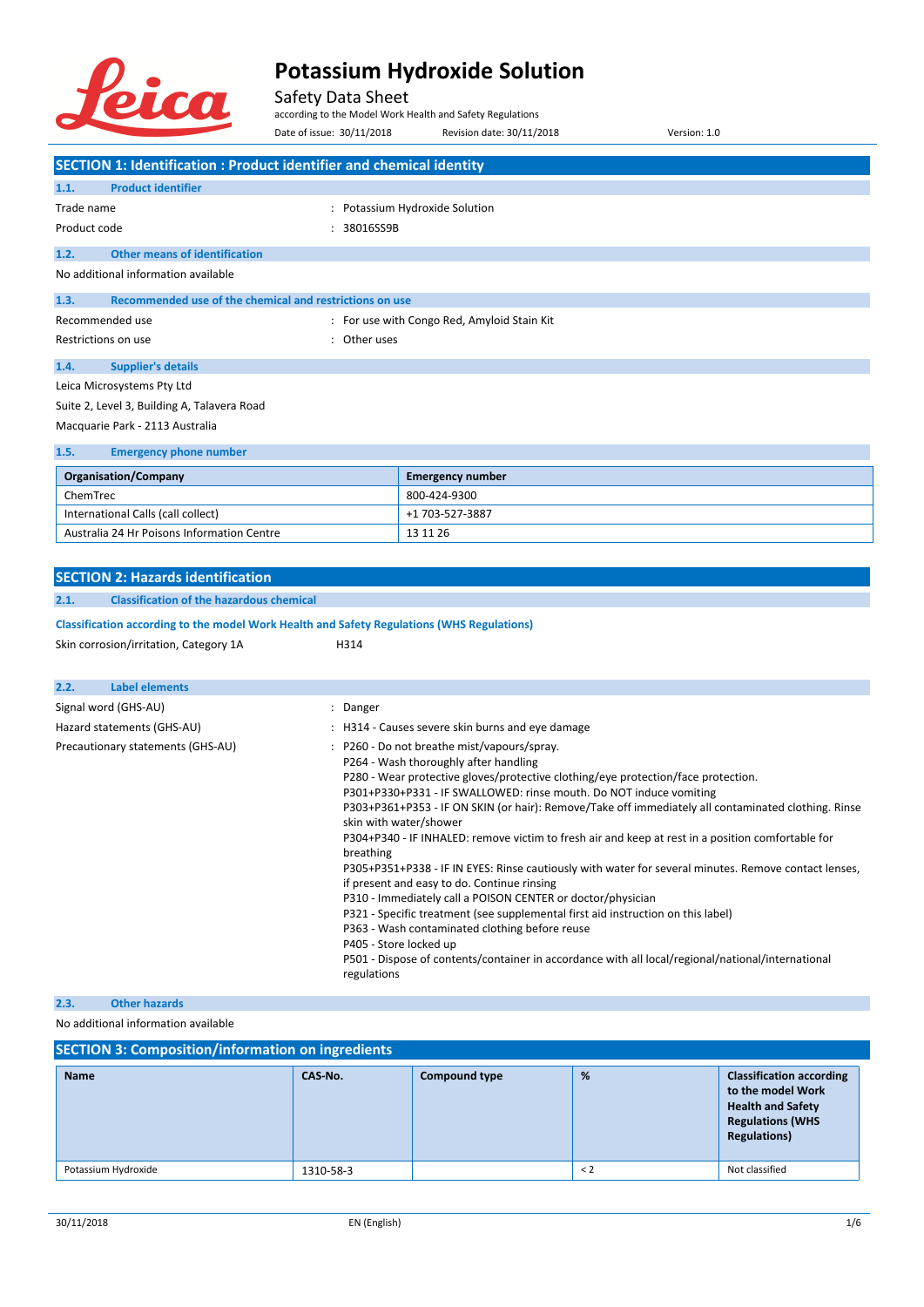# Potassium Hydroxide Solution

Safety Data Sheet

according to the Model Work Health and Safety Regulations

Date of issue: 30/11/2018 Revision date: 30/11/2018 Version: 1.0

## SECTION 1: Identification : Product identifier and chemical identity

### 1.1. Product identifier

Trade name : Potassium Hydroxide Solution

Product code : 38016SS9B

### 1.2. Other means of identification

No additional information available

### 1.3. Recommended use of the chemical and restrictions on use

Recommended use : For use with Congo Red, Amyloid Stain Kit

Restrictions on use : Other uses

### 1.4. Supplier's details

Leica Microsystems Pty Ltd

Suite 2, Level 3, Building A, Talavera Road

Macquarie Park - 2113 Australia

### 1.5. Emergency phone number

| Organisation/Company | Emergency number |
|---|---|
| ChemTrec | 800-424-9300 |
| International Calls (call collect) | +1 703-527-3887 |
| Australia 24 Hr Poisons Information Centre | 13 11 26 |

## SECTION 2: Hazards identification

### 2.1. Classification of the hazardous chemical

**Classification according to the model Work Health and Safety Regulations (WHS Regulations)**

Skin corrosion/irritation, Category 1A H314

### 2.2. Label elements

Signal word (GHS-AU) : Danger

Hazard statements (GHS-AU) : H314 - Causes severe skin burns and eye damage

Precautionary statements (GHS-AU) :
- P260 - Do not breathe mist/vapours/spray.
- P264 - Wash thoroughly after handling
- P280 - Wear protective gloves/protective clothing/eye protection/face protection.
- P301+P330+P331 - IF SWALLOWED: rinse mouth. Do NOT induce vomiting
- P303+P361+P353 - IF ON SKIN (or hair): Remove/Take off immediately all contaminated clothing. Rinse skin with water/shower
- P304+P340 - IF INHALED: remove victim to fresh air and keep at rest in a position comfortable for breathing
- P305+P351+P338 - IF IN EYES: Rinse cautiously with water for several minutes. Remove contact lenses, if present and easy to do. Continue rinsing
- P310 - Immediately call a POISON CENTER or doctor/physician
- P321 - Specific treatment (see supplemental first aid instruction on this label)
- P363 - Wash contaminated clothing before reuse
- P405 - Store locked up
- P501 - Dispose of contents/container in accordance with all local/regional/national/international regulations

### 2.3. Other hazards

No additional information available

## SECTION 3: Composition/information on ingredients

| Name | CAS-No. | Compound type | % | Classification according to the model Work Health and Safety Regulations (WHS Regulations) |
|---|---|---|---|---|
| Potassium Hydroxide | 1310-58-3 | | < 2 | Not classified |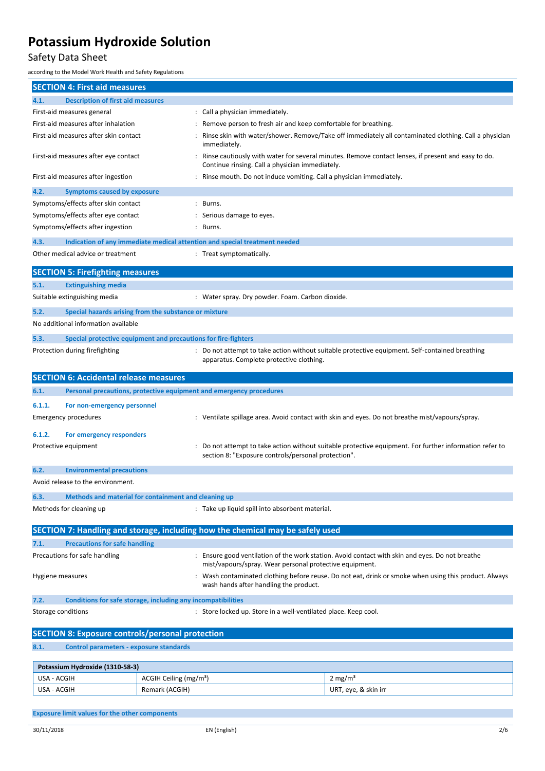## SECTION 4: First aid measures

### 4.1. Description of first aid measures

| | |
|---|---|
| First-aid measures general | : Call a physician immediately. |
| First-aid measures after inhalation | : Remove person to fresh air and keep comfortable for breathing. |
| First-aid measures after skin contact | : Rinse skin with water/shower. Remove/Take off immediately all contaminated clothing. Call a physician immediately. |
| First-aid measures after eye contact | : Rinse cautiously with water for several minutes. Remove contact lenses, if present and easy to do. Continue rinsing. Call a physician immediately. |
| First-aid measures after ingestion | : Rinse mouth. Do not induce vomiting. Call a physician immediately. |

### 4.2. Symptoms caused by exposure

| | |
|---|---|
| Symptoms/effects after skin contact | : Burns. |
| Symptoms/effects after eye contact | : Serious damage to eyes. |
| Symptoms/effects after ingestion | : Burns. |

### 4.3. Indication of any immediate medical attention and special treatment needed

| | |
|---|---|
| Other medical advice or treatment | : Treat symptomatically. |

## SECTION 5: Firefighting measures

### 5.1. Extinguishing media

| | |
|---|---|
| Suitable extinguishing media | : Water spray. Dry powder. Foam. Carbon dioxide. |

### 5.2. Special hazards arising from the substance or mixture

No additional information available

### 5.3. Special protective equipment and precautions for fire-fighters

| | |
|---|---|
| Protection during firefighting | : Do not attempt to take action without suitable protective equipment. Self-contained breathing apparatus. Complete protective clothing. |

## SECTION 6: Accidental release measures

### 6.1. Personal precautions, protective equipment and emergency procedures

#### 6.1.1. For non-emergency personnel

| | |
|---|---|
| Emergency procedures | : Ventilate spillage area. Avoid contact with skin and eyes. Do not breathe mist/vapours/spray. |

#### 6.1.2. For emergency responders

| | |
|---|---|
| Protective equipment | : Do not attempt to take action without suitable protective equipment. For further information refer to section 8: "Exposure controls/personal protection". |

### 6.2. Environmental precautions

Avoid release to the environment.

### 6.3. Methods and material for containment and cleaning up

| | |
|---|---|
| Methods for cleaning up | : Take up liquid spill into absorbent material. |

## SECTION 7: Handling and storage, including how the chemical may be safely used

### 7.1. Precautions for safe handling

| | |
|---|---|
| Precautions for safe handling | : Ensure good ventilation of the work station. Avoid contact with skin and eyes. Do not breathe mist/vapours/spray. Wear personal protective equipment. |
| Hygiene measures | : Wash contaminated clothing before reuse. Do not eat, drink or smoke when using this product. Always wash hands after handling the product. |

### 7.2. Conditions for safe storage, including any incompatibilities

| | |
|---|---|
| Storage conditions | : Store locked up. Store in a well-ventilated place. Keep cool. |

## SECTION 8: Exposure controls/personal protection

### 8.1. Control parameters - exposure standards

| Potassium Hydroxide (1310-58-3) | | |
|---|---|---|
| USA - ACGIH | ACGIH Ceiling (mg/m³) | 2 mg/m³ |
| USA - ACGIH | Remark (ACGIH) | URT, eye, & skin irr |

**Exposure limit values for the other components**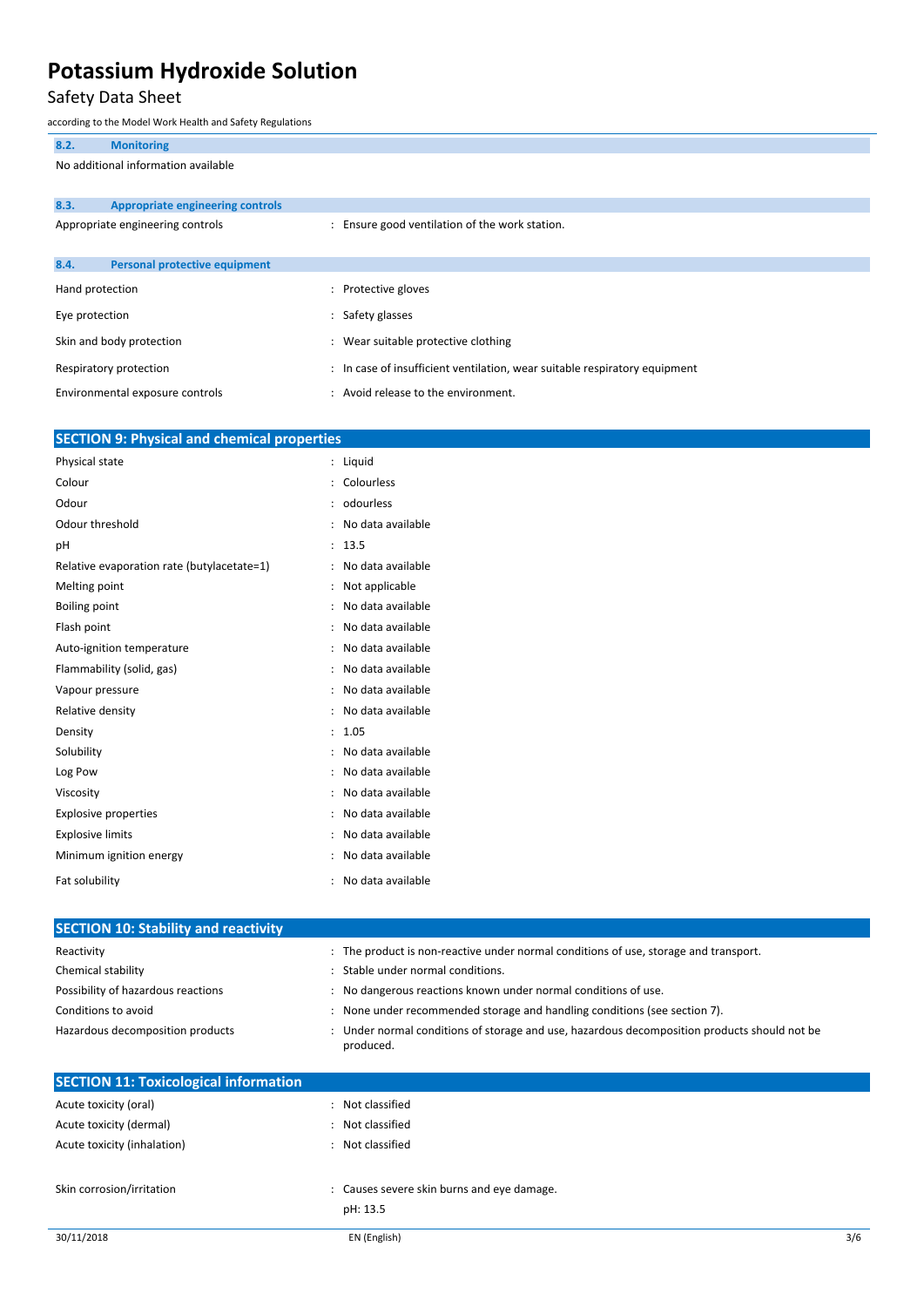### 8.2. Monitoring

No additional information available

### 8.3. Appropriate engineering controls

| | |
|---|---|
| Appropriate engineering controls | : Ensure good ventilation of the work station. |

### 8.4. Personal protective equipment

| | |
|---|---|
| Hand protection | : Protective gloves |
| Eye protection | : Safety glasses |
| Skin and body protection | : Wear suitable protective clothing |
| Respiratory protection | : In case of insufficient ventilation, wear suitable respiratory equipment |
| Environmental exposure controls | : Avoid release to the environment. |

## SECTION 9: Physical and chemical properties

| | |
|---|---|
| Physical state | : Liquid |
| Colour | : Colourless |
| Odour | : odourless |
| Odour threshold | : No data available |
| pH | : 13.5 |
| Relative evaporation rate (butylacetate=1) | : No data available |
| Melting point | : Not applicable |
| Boiling point | : No data available |
| Flash point | : No data available |
| Auto-ignition temperature | : No data available |
| Flammability (solid, gas) | : No data available |
| Vapour pressure | : No data available |
| Relative density | : No data available |
| Density | : 1.05 |
| Solubility | : No data available |
| Log Pow | : No data available |
| Viscosity | : No data available |
| Explosive properties | : No data available |
| Explosive limits | : No data available |
| Minimum ignition energy | : No data available |
| Fat solubility | : No data available |

## SECTION 10: Stability and reactivity

| | |
|---|---|
| Reactivity | : The product is non-reactive under normal conditions of use, storage and transport. |
| Chemical stability | : Stable under normal conditions. |
| Possibility of hazardous reactions | : No dangerous reactions known under normal conditions of use. |
| Conditions to avoid | : None under recommended storage and handling conditions (see section 7). |
| Hazardous decomposition products | : Under normal conditions of storage and use, hazardous decomposition products should not be produced. |

## SECTION 11: Toxicological information

| | |
|---|---|
| Acute toxicity (oral) | : Not classified |
| Acute toxicity (dermal) | : Not classified |
| Acute toxicity (inhalation) | : Not classified |
| Skin corrosion/irritation | : Causes severe skin burns and eye damage.<br>pH: 13.5 |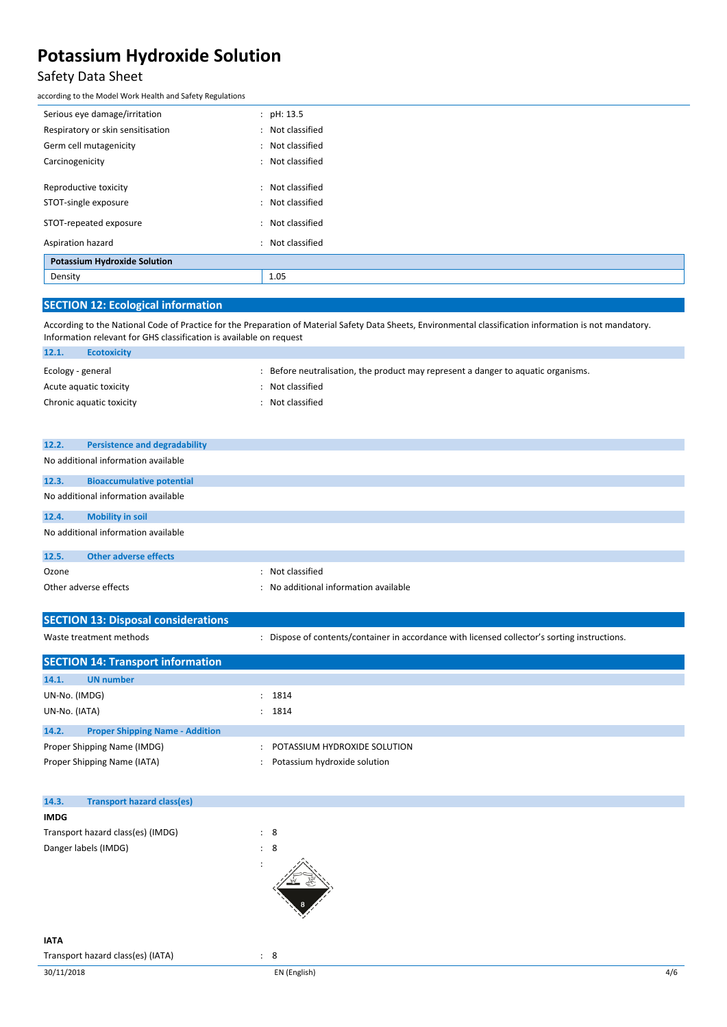| | |
|---|---|
| Serious eye damage/irritation | : pH: 13.5 |
| Respiratory or skin sensitisation | : Not classified |
| Germ cell mutagenicity | : Not classified |
| Carcinogenicity | : Not classified |
| Reproductive toxicity | : Not classified |
| STOT-single exposure | : Not classified |
| STOT-repeated exposure | : Not classified |
| Aspiration hazard | : Not classified |

| Potassium Hydroxide Solution | |
|---|---|
| Density | 1.05 |

## SECTION 12: Ecological information

According to the National Code of Practice for the Preparation of Material Safety Data Sheets, Environmental classification information is not mandatory. Information relevant for GHS classification is available on request

### 12.1. Ecotoxicity

| | |
|---|---|
| Ecology - general | : Before neutralisation, the product may represent a danger to aquatic organisms. |
| Acute aquatic toxicity | : Not classified |
| Chronic aquatic toxicity | : Not classified |

### 12.2. Persistence and degradability

No additional information available

### 12.3. Bioaccumulative potential

No additional information available

### 12.4. Mobility in soil

No additional information available

### 12.5. Other adverse effects

| | |
|---|---|
| Ozone | : Not classified |
| Other adverse effects | : No additional information available |

## SECTION 13: Disposal considerations

| | |
|---|---|
| Waste treatment methods | : Dispose of contents/container in accordance with licensed collector's sorting instructions. |

## SECTION 14: Transport information

### 14.1. UN number

| | |
|---|---|
| UN-No. (IMDG) | : 1814 |
| UN-No. (IATA) | : 1814 |

### 14.2. Proper Shipping Name - Addition

| | |
|---|---|
| Proper Shipping Name (IMDG) | : POTASSIUM HYDROXIDE SOLUTION |
| Proper Shipping Name (IATA) | : Potassium hydroxide solution |

### 14.3. Transport hazard class(es)

**IMDG**

| | |
|---|---|
| Transport hazard class(es) (IMDG) | : 8 |
| Danger labels (IMDG) | : 8 |

**IATA**

| | |
|---|---|
| Transport hazard class(es) (IATA) | : 8 |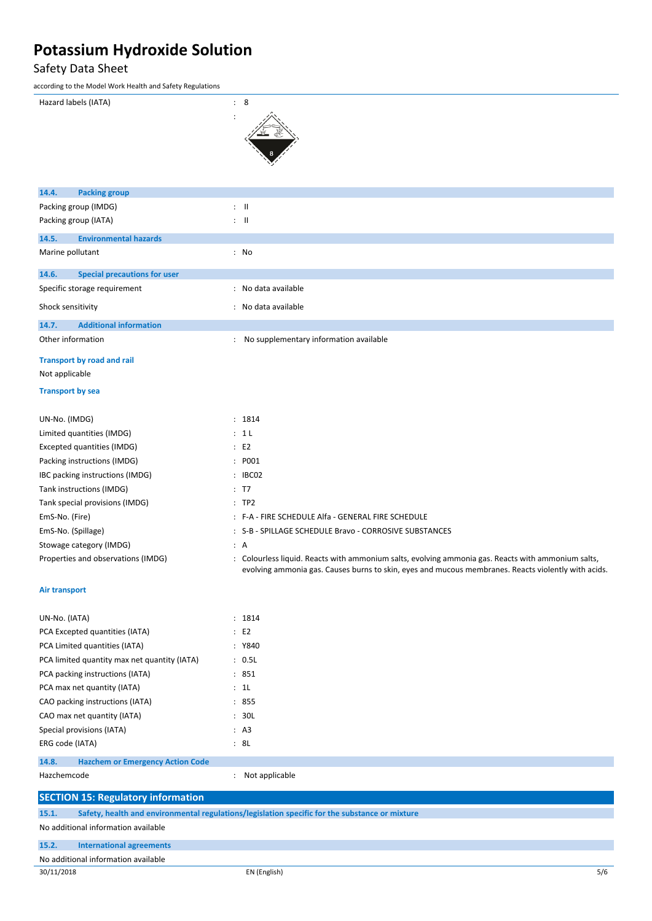Hazard labels (IATA) : 8

### 14.4. Packing group

Packing group (IMDG) : II

Packing group (IATA) : II

### 14.5. Environmental hazards

Marine pollutant : No

### 14.6. Special precautions for user

Specific storage requirement : No data available

Shock sensitivity : No data available

### 14.7. Additional information

Other information : No supplementary information available

**Transport by road and rail**

Not applicable

**Transport by sea**

| | |
|---|---|
| UN-No. (IMDG) | : 1814 |
| Limited quantities (IMDG) | : 1 L |
| Excepted quantities (IMDG) | : E2 |
| Packing instructions (IMDG) | : P001 |
| IBC packing instructions (IMDG) | : IBC02 |
| Tank instructions (IMDG) | : T7 |
| Tank special provisions (IMDG) | : TP2 |
| EmS-No. (Fire) | : F-A - FIRE SCHEDULE Alfa - GENERAL FIRE SCHEDULE |
| EmS-No. (Spillage) | : S-B - SPILLAGE SCHEDULE Bravo - CORROSIVE SUBSTANCES |
| Stowage category (IMDG) | : A |
| Properties and observations (IMDG) | : Colourless liquid. Reacts with ammonium salts, evolving ammonia gas. Reacts with ammonium salts, evolving ammonia gas. Causes burns to skin, eyes and mucous membranes. Reacts violently with acids. |

**Air transport**

| | |
|---|---|
| UN-No. (IATA) | : 1814 |
| PCA Excepted quantities (IATA) | : E2 |
| PCA Limited quantities (IATA) | : Y840 |
| PCA limited quantity max net quantity (IATA) | : 0.5L |
| PCA packing instructions (IATA) | : 851 |
| PCA max net quantity (IATA) | : 1L |
| CAO packing instructions (IATA) | : 855 |
| CAO max net quantity (IATA) | : 30L |
| Special provisions (IATA) | : A3 |
| ERG code (IATA) | : 8L |

### 14.8. Hazchem or Emergency Action Code

Hazchemcode : Not applicable

## SECTION 15: Regulatory information

### 15.1. Safety, health and environmental regulations/legislation specific for the substance or mixture

No additional information available

### 15.2. International agreements

No additional information available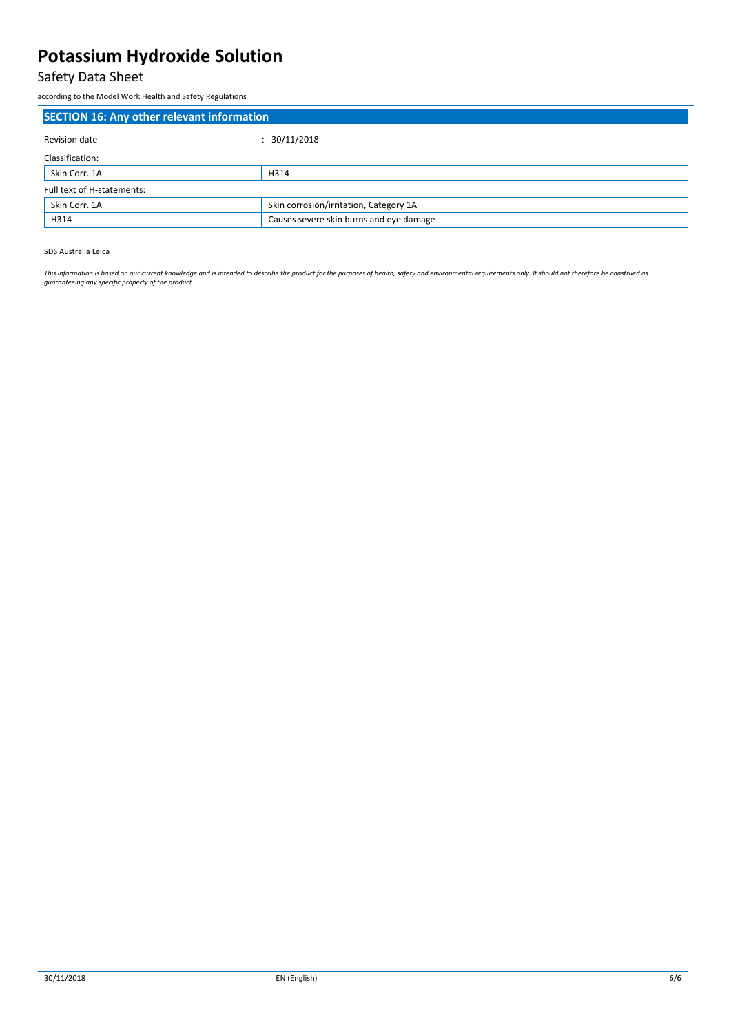## SECTION 16: Any other relevant information

Revision date : 30/11/2018

Classification:

| | |
|---|---|
| Skin Corr. 1A | H314 |

Full text of H-statements:

| | |
|---|---|
| Skin Corr. 1A | Skin corrosion/irritation, Category 1A |
| H314 | Causes severe skin burns and eye damage |

SDS Australia Leica

*This information is based on our current knowledge and is intended to describe the product for the purposes of health, safety and environmental requirements only. It should not therefore be construed as guaranteeing any specific property of the product*